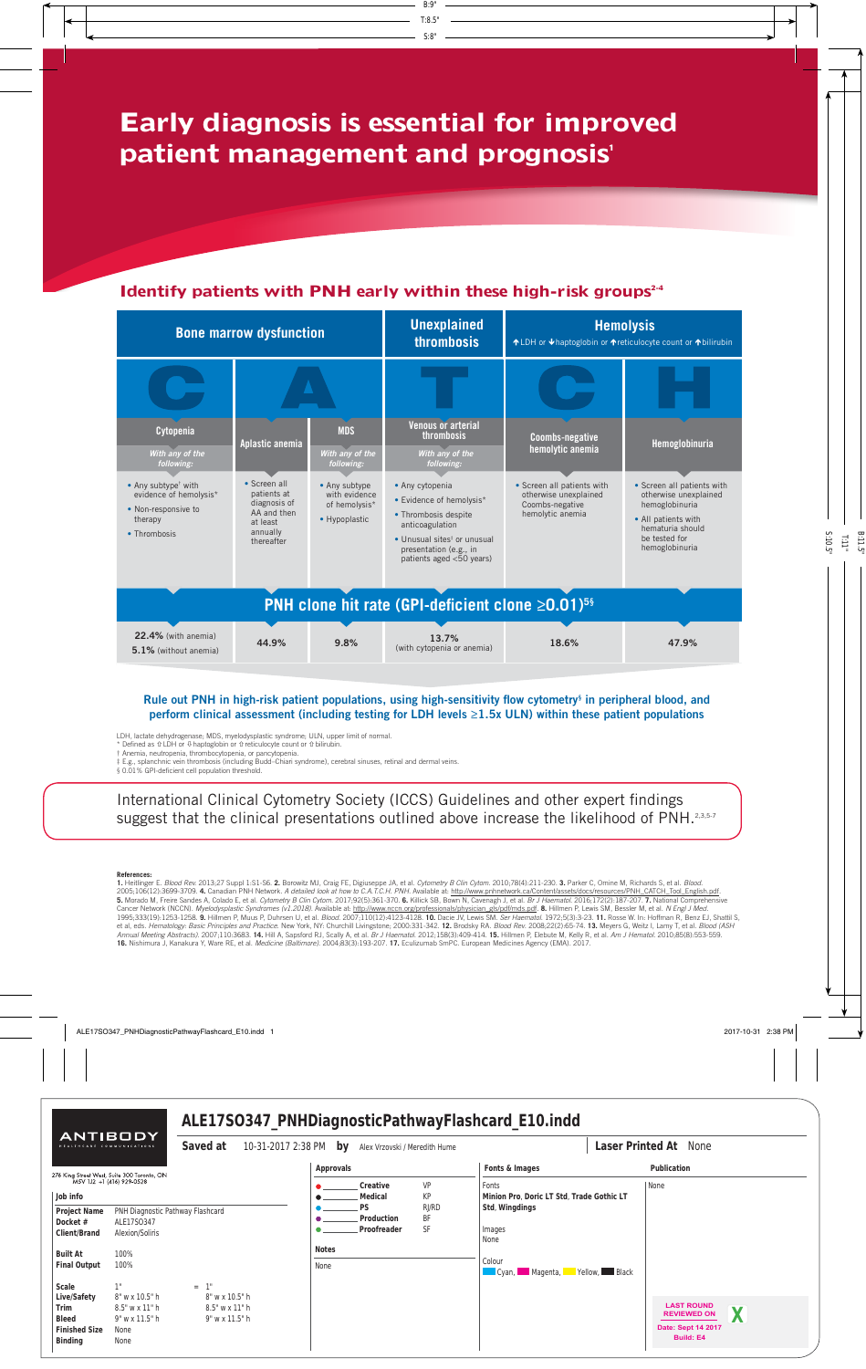# Early diagnosis is essential for improved patient management and prognosis[1]

## Identify patients with PNH early within these high-risk groups[2-4]

| Bone marrow dysfunction | | | Unexplained thrombosis | Hemolysis ↑LDH or ↓haptoglobin or ↑reticulocyte count or ↑bilirubin | |
|---|---|---|---|---|---|
| C | A | | T | C | H |
| Cytopenia *With any of the following:* | Aplastic anemia | MDS *With any of the following:* | Venous or arterial thrombosis *With any of the following:* | Coombs-negative hemolytic anemia | Hemoglobinuria |
| • Any subtype† with evidence of hemolysis* • Non-responsive to therapy • Thrombosis | • Screen all patients at diagnosis of AA and then at least annually thereafter | • Any subtype with evidence of hemolysis* • Hypoplastic | • Any cytopenia • Evidence of hemolysis* • Thrombosis despite anticoagulation • Unusual sites‡ or unusual presentation (e.g., in patients aged <50 years) | • Screen all patients with otherwise unexplained Coombs-negative hemolytic anemia | • Screen all patients with otherwise unexplained hemoglobinuria • All patients with hematuria should be tested for hemoglobinuria |
| **PNH clone hit rate (GPI-deficient clone ≥0.01)[5§]** | | | | | |
| **22.4%** (with anemia) **5.1%** (without anemia) | **44.9%** | **9.8%** | **13.7%** (with cytopenia or anemia) | **18.6%** | **47.9%** |

**Rule out PNH in high-risk patient populations, using high-sensitivity flow cytometry§ in peripheral blood, and perform clinical assessment (including testing for LDH levels ≥1.5x ULN) within these patient populations**

LDH, lactate dehydrogenase; MDS, myelodysplastic syndrome; ULN, upper limit of normal.
\* Defined as ↑ LDH or ↓ haptoglobin or ↑ reticulocyte count or ↑ bilirubin.
† Anemia, neutropenia, thrombocytopenia, or pancytopenia.
‡ E.g., splanchnic vein thrombosis (including Budd-Chiari syndrome), cerebral sinuses, retinal and dermal veins.
§ 0.01% GPI-deficient cell population threshold.

International Clinical Cytometry Society (ICCS) Guidelines and other expert findings suggest that the clinical presentations outlined above increase the likelihood of PNH.[2,3,5-7]

**References:**
**1.** Heitlinger E. *Blood Rev.* 2013;27 Suppl 1:S1-S6. **2.** Borowitz MJ, Craig FE, Digiuseppe JA, et al. *Cytometry B Clin Cytom.* 2010;78(4):211-230. **3.** Parker C, Omine M, Richards S, et al. *Blood.* 2005;106(12):3699-3709. **4.** Canadian PNH Network. *A detailed look at how to C.A.T.C.H. PNH.* Available at: http://www.pnhnetwork.ca/Content/assets/docs/resources/PNH_CATCH_Tool_English.pdf. **5.** Morado M, Freire Sandes A, Colado E, et al. *Cytometry B Clin Cytom.* 2017;92(5):361-370. **6.** Killick SB, Bown N, Cavenagh J, et al. *Br J Haematol.* 2016;172(2):187-207. **7.** National Comprehensive Cancer Network (NCCN). *Myelodysplastic Syndromes (v1.2018).* Available at: http://www.nccn.org/professionals/physician_gls/pdf/mds.pdf. **8.** Hillmen P, Lewis SM, Bessler M, et al. *N Engl J Med.* 1995;333(19):1253-1258. **9.** Hillmen P, Muus P, Duhrsen U, et al. *Blood.* 2007;110(12):4123-4128. **10.** Dacie JV, Lewis SM. *Ser Haematol.* 1972;5(3):3-23. **11.** Rosse W. In: Hoffman R, Benz EJ, Shattil S, et al, eds. *Hematology: Basic Principles and Practice.* New York, NY: Churchill Livingstone; 2000;331-342. **12.** Brodsky RA. *Blood Rev.* 2008;22(2):65-74. **13.** Meyers G, Weitz I, Lamy T, et al. *Blood (ASH Annual Meeting Abstracts).* 2007;110:3683. **14.** Hill A, Sapsford RJ, Scally A, et al. *Br J Haematol.* 2012;158(3):409-414. **15.** Hillmen P, Elebute M, Kelly R, et al. *Am J Hematol.* 2010;85(8):553-559. **16.** Nishimura J, Kanakura Y, Ware RE, et al. *Medicine (Baltimore).* 2004;83(3):193-207. **17.** Eculizumab SmPC. European Medicines Agency (EMA). 2017.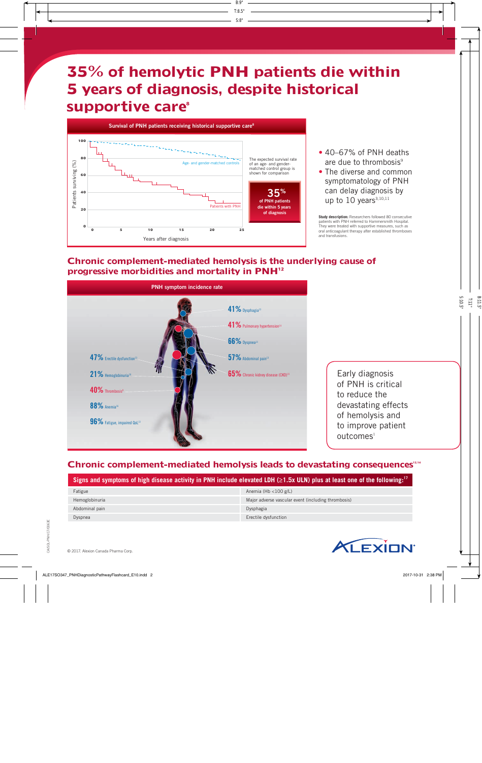# 35% of hemolytic PNH patients die within 5 years of diagnosis, despite historical supportive care[8]

**Survival of PNH patients receiving historical supportive care[8]**

Patients surviving (%)

100
80
60
40
20
0

0
5
10
15
20
25

Years after diagnosis

Age- and gender-matched controls

Patients with PNH

The expected survival rate of an age- and gender-matched control group is shown for comparison

**35%** of PNH patients die within 5 years of diagnosis

- 40–67% of PNH deaths are due to thrombosis[9]
- The diverse and common symptomatology of PNH can delay diagnosis by up to 10 years[3,10,11]

**Study description:** Researchers followed 80 consecutive patients with PNH referred to Hammersmith Hospital. They were treated with supportive measures, such as oral anticoagulant therapy after established thromboses and transfusions.

## Chronic complement-mediated hemolysis is the underlying cause of progressive morbidities and mortality in PNH[12]

**PNH symptom incidence rate**

41% Dysphagia[13]

41% Pulmonary hypertension[14]

66% Dyspnea[13]

57% Abdominal pain[13]

65% Chronic kidney disease (CKD)[15]

47% Erectile dysfunction[13]

21% Hemoglobinuria[16]

40% Thrombosis[9]

88% Anemia[16]

96% Fatigue, impaired QoL[13]

Early diagnosis of PNH is critical to reduce the devastating effects of hemolysis and to improve patient outcomes[1]

## Chronic complement-mediated hemolysis leads to devastating consequences[12-14]

**Signs and symptoms of high disease activity in PNH include elevated LDH (≥1.5x ULN) plus at least one of the following:[17]**

| | |
|---|---|
| Fatigue | Anemia (Hb <100 g/L) |
| Hemoglobinuria | Major adverse vascular event (including thrombosis) |
| Abdominal pain | Dysphagia |
| Dyspnea | Erectile dysfunction |

CA/SOL-PNH/17/0063E

© 2017. Alexion Canada Pharma Corp.

ALEXION